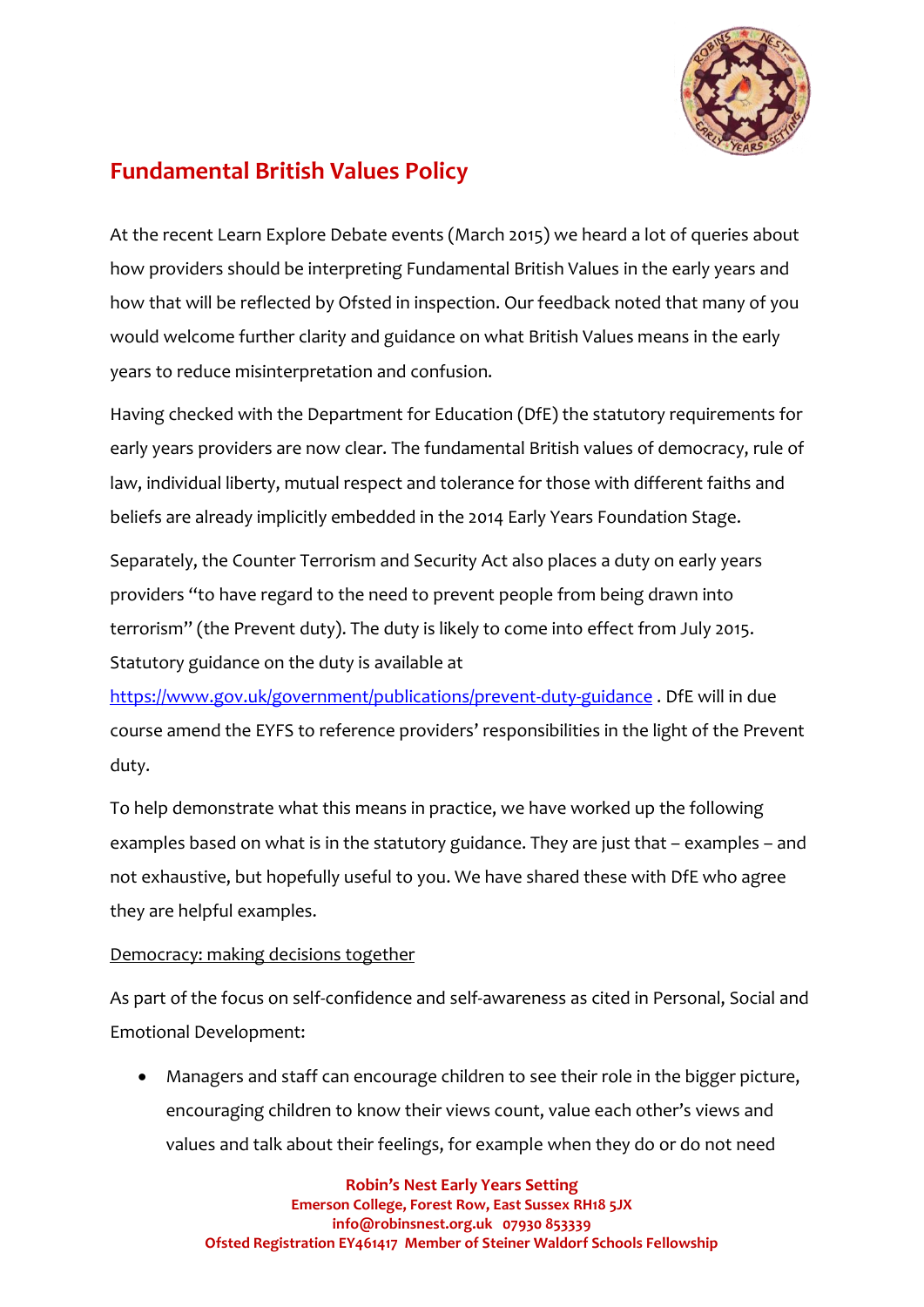# Fundamental British Values Policy

At the recent Learn Explore Debate events (March 2015) we heard a lot of queries about how providers should be interpreting Fundamental British Values in the early years and how that will be reflected by Ofsted in inspection. Our feedback noted that many of you would welcome further clarity and guidance on what British Values means in the early years to reduce misinterpretation and confusion.

Having checked with the Department for Education (DfE) the statutory requirements for early years providers are now clear. The fundamental British values of democracy, rule of law, individual liberty, mutual respect and tolerance for those with different faiths and beliefs are already implicitly embedded in the 2014 Early Years Foundation Stage.

Separately, the Counter Terrorism and Security Act also places a duty on early years providers "to have regard to the need to prevent people from being drawn into terrorism" (the Prevent duty). The duty is likely to come into effect from July 2015. Statutory guidance on the duty is available at https://www.gov.uk/government/publications/prevent-duty-guidance . DfE will in due course amend the EYFS to reference providers' responsibilities in the light of the Prevent duty.

To help demonstrate what this means in practice, we have worked up the following examples based on what is in the statutory guidance. They are just that – examples – and not exhaustive, but hopefully useful to you. We have shared these with DfE who agree they are helpful examples.

<u>Democracy: making decisions together</u>

As part of the focus on self-confidence and self-awareness as cited in Personal, Social and Emotional Development:

- Managers and staff can encourage children to see their role in the bigger picture, encouraging children to know their views count, value each other's views and values and talk about their feelings, for example when they do or do not need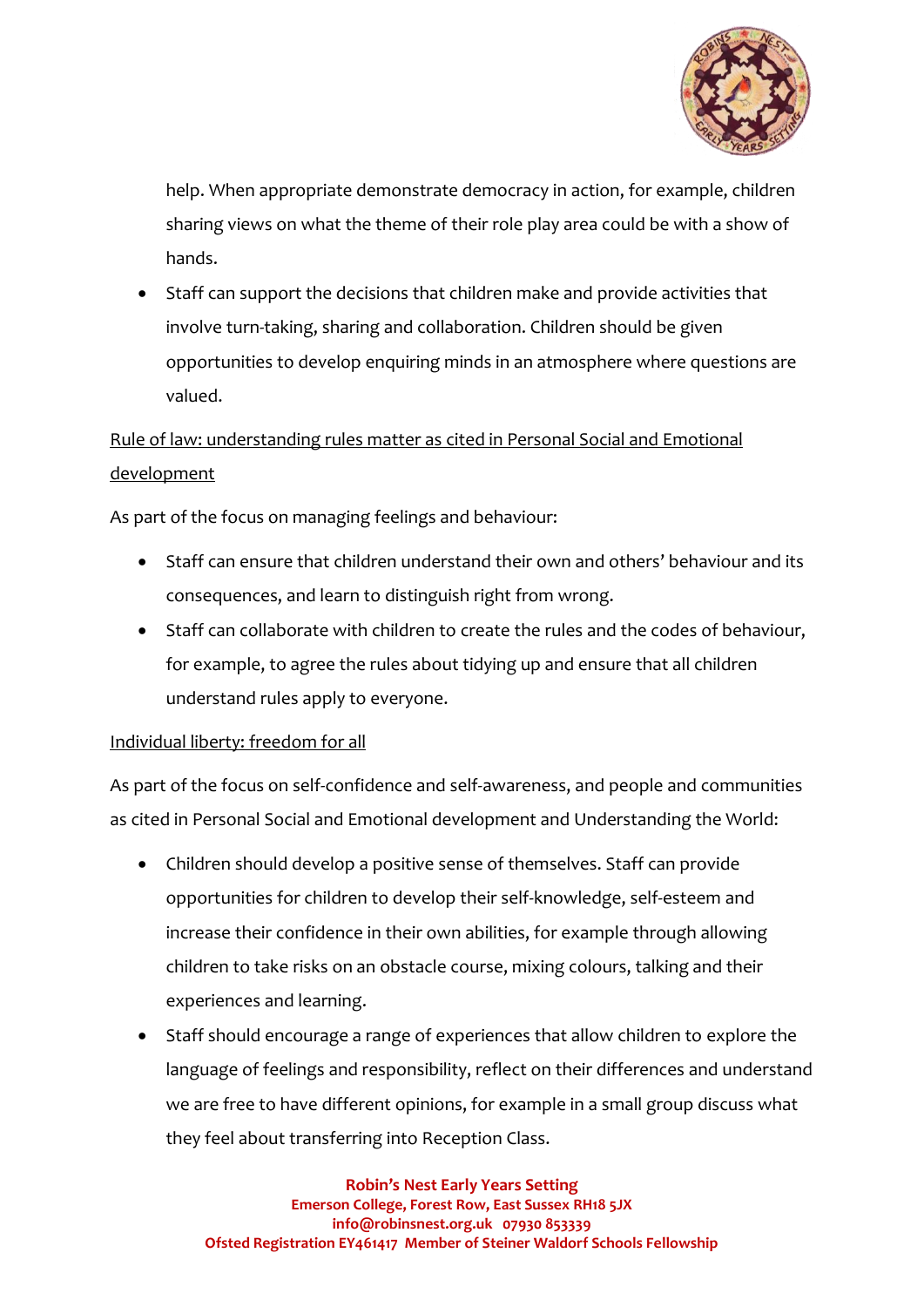help. When appropriate demonstrate democracy in action, for example, children sharing views on what the theme of their role play area could be with a show of hands.

- Staff can support the decisions that children make and provide activities that involve turn-taking, sharing and collaboration. Children should be given opportunities to develop enquiring minds in an atmosphere where questions are valued.

<u>Rule of law: understanding rules matter as cited in Personal Social and Emotional development</u>

As part of the focus on managing feelings and behaviour:

- Staff can ensure that children understand their own and others' behaviour and its consequences, and learn to distinguish right from wrong.
- Staff can collaborate with children to create the rules and the codes of behaviour, for example, to agree the rules about tidying up and ensure that all children understand rules apply to everyone.

<u>Individual liberty: freedom for all</u>

As part of the focus on self-confidence and self-awareness, and people and communities as cited in Personal Social and Emotional development and Understanding the World:

- Children should develop a positive sense of themselves. Staff can provide opportunities for children to develop their self-knowledge, self-esteem and increase their confidence in their own abilities, for example through allowing children to take risks on an obstacle course, mixing colours, talking and their experiences and learning.
- Staff should encourage a range of experiences that allow children to explore the language of feelings and responsibility, reflect on their differences and understand we are free to have different opinions, for example in a small group discuss what they feel about transferring into Reception Class.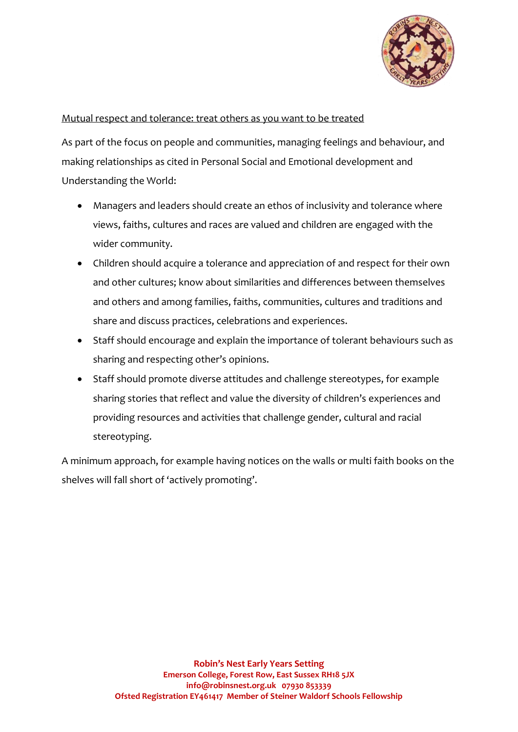<u>Mutual respect and tolerance: treat others as you want to be treated</u>

As part of the focus on people and communities, managing feelings and behaviour, and making relationships as cited in Personal Social and Emotional development and Understanding the World:

- Managers and leaders should create an ethos of inclusivity and tolerance where views, faiths, cultures and races are valued and children are engaged with the wider community.
- Children should acquire a tolerance and appreciation of and respect for their own and other cultures; know about similarities and differences between themselves and others and among families, faiths, communities, cultures and traditions and share and discuss practices, celebrations and experiences.
- Staff should encourage and explain the importance of tolerant behaviours such as sharing and respecting other's opinions.
- Staff should promote diverse attitudes and challenge stereotypes, for example sharing stories that reflect and value the diversity of children's experiences and providing resources and activities that challenge gender, cultural and racial stereotyping.

A minimum approach, for example having notices on the walls or multi faith books on the shelves will fall short of 'actively promoting'.